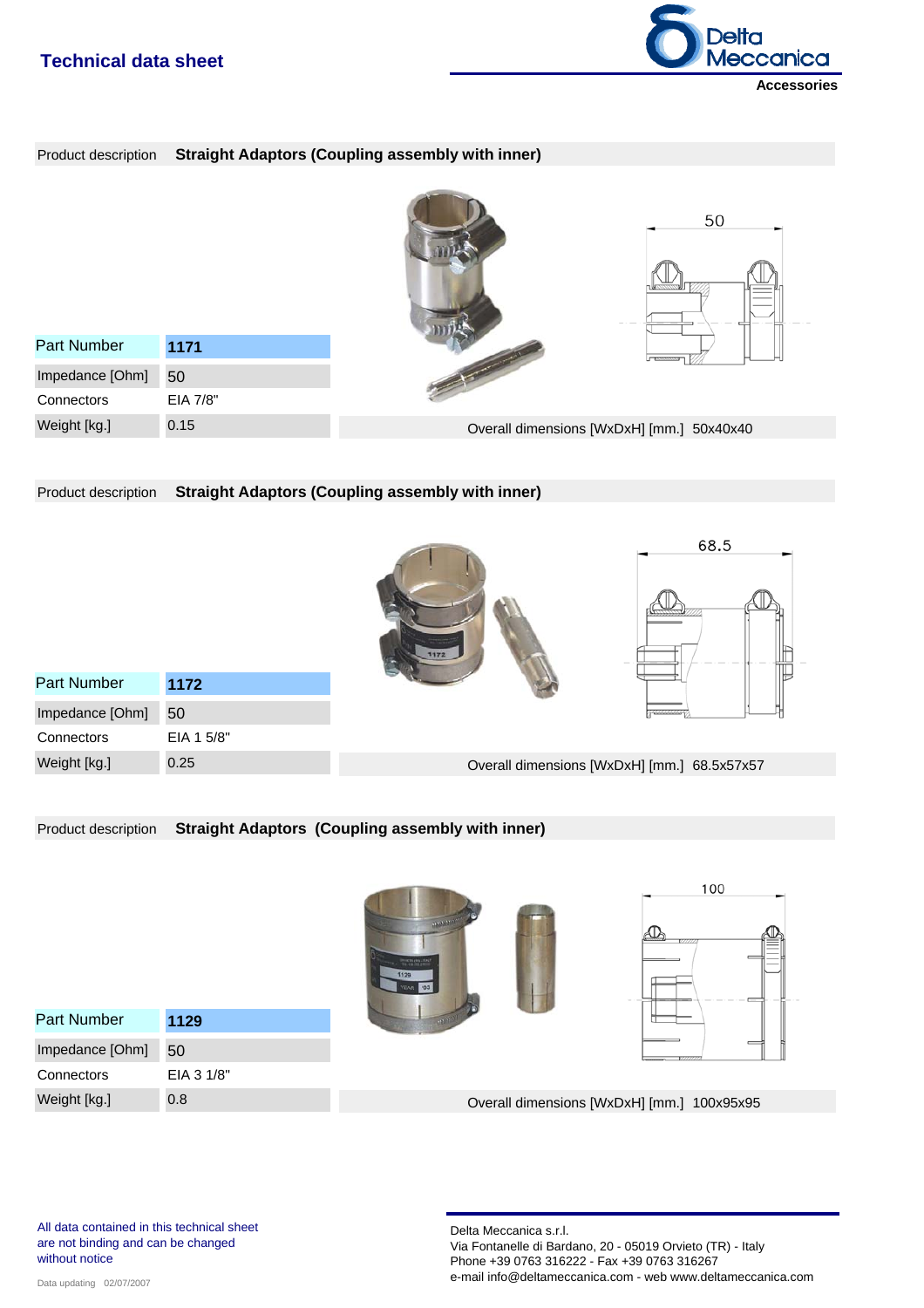# Technical data sheet

**Accessories**

Product description **Straight Adaptors (Coupling assembly with inner)**

| Part Number | **1171** |
|---|---|
| Impedance [Ohm] | 50 |
| Connectors | EIA 7/8" |
| Weight [kg.] | 0.15 |

Overall dimensions [WxDxH] [mm.] 50x40x40

Product description **Straight Adaptors (Coupling assembly with inner)**

| Part Number | **1172** |
|---|---|
| Impedance [Ohm] | 50 |
| Connectors | EIA 1 5/8" |
| Weight [kg.] | 0.25 |

Overall dimensions [WxDxH] [mm.] 68.5x57x57

Product description **Straight Adaptors (Coupling assembly with inner)**

| Part Number | **1129** |
|---|---|
| Impedance [Ohm] | 50 |
| Connectors | EIA 3 1/8" |
| Weight [kg.] | 0.8 |

Overall dimensions [WxDxH] [mm.] 100x95x95

All data contained in this technical sheet are not binding and can be changed without notice

Data updating 02/07/2007

Delta Meccanica s.r.l.
Via Fontanelle di Bardano, 20 - 05019 Orvieto (TR) - Italy
Phone +39 0763 316222 - Fax +39 0763 316267
e-mail info@deltameccanica.com - web www.deltameccanica.com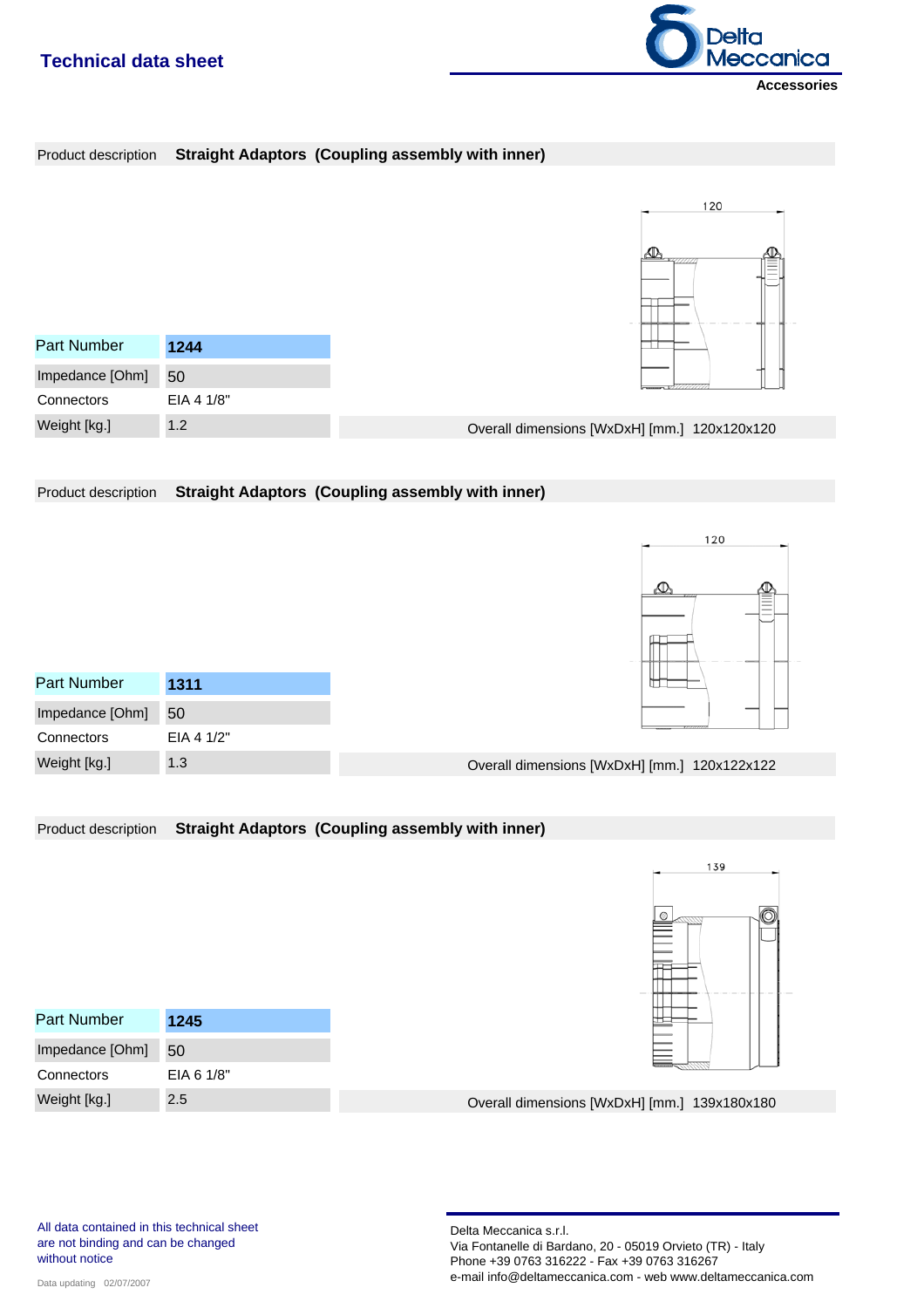## Technical data sheet

**Accessories**

Product description **Straight Adaptors (Coupling assembly with inner)**

120

| Part Number | **1244** |
|---|---|
| Impedance [Ohm] | 50 |
| Connectors | EIA 4 1/8" |
| Weight [kg.] | 1.2 |

Overall dimensions [WxDxH] [mm.] 120x120x120

Product description **Straight Adaptors (Coupling assembly with inner)**

120

| Part Number | **1311** |
|---|---|
| Impedance [Ohm] | 50 |
| Connectors | EIA 4 1/2" |
| Weight [kg.] | 1.3 |

Overall dimensions [WxDxH] [mm.] 120x122x122

Product description **Straight Adaptors (Coupling assembly with inner)**

139

| Part Number | **1245** |
|---|---|
| Impedance [Ohm] | 50 |
| Connectors | EIA 6 1/8" |
| Weight [kg.] | 2.5 |

Overall dimensions [WxDxH] [mm.] 139x180x180

All data contained in this technical sheet are not binding and can be changed without notice

Data updating 02/07/2007

Delta Meccanica s.r.l.
Via Fontanelle di Bardano, 20 - 05019 Orvieto (TR) - Italy
Phone +39 0763 316222 - Fax +39 0763 316267
e-mail info@deltameccanica.com - web www.deltameccanica.com